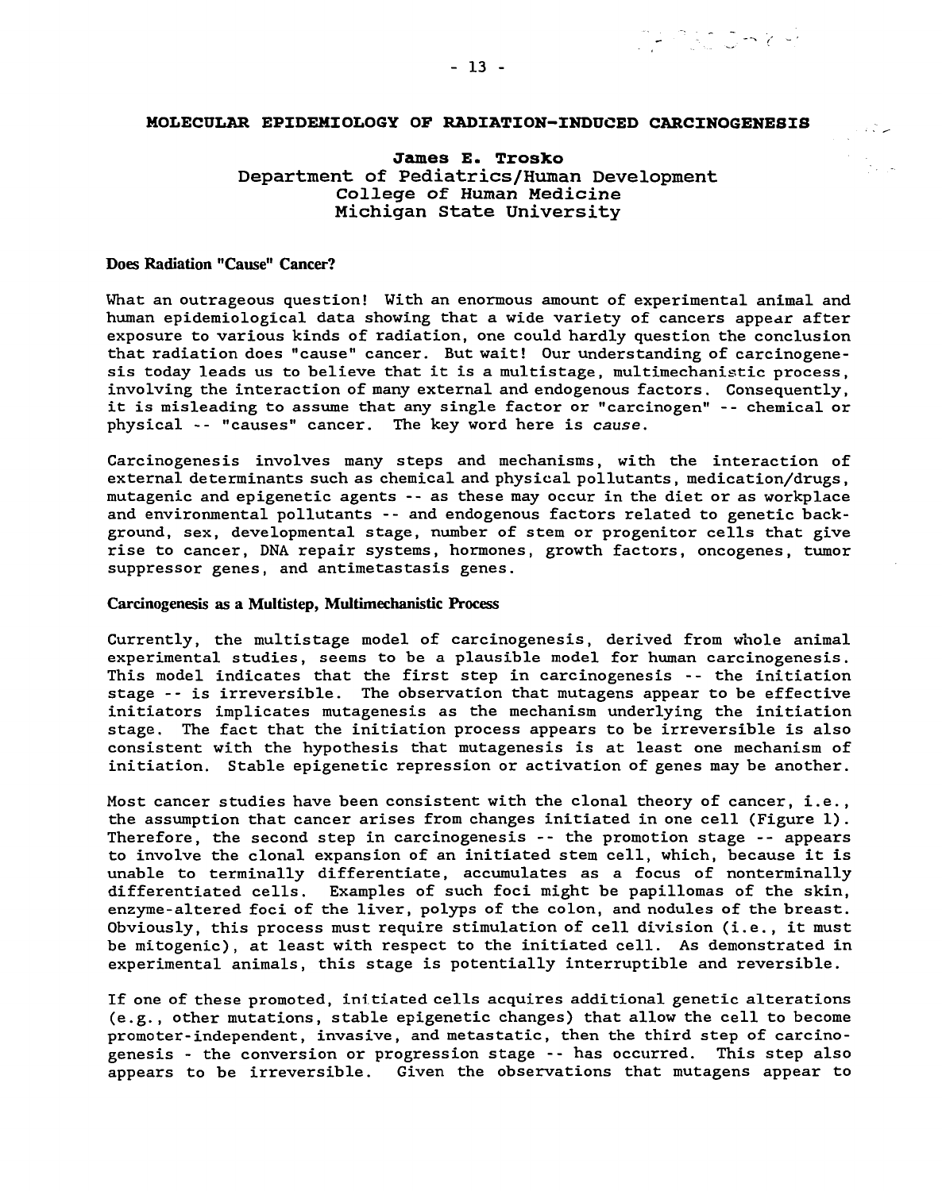# MOLECULAR EPIDEMIOLOGY OF RADIATION-INDUCED CARCINOGENESIS

**James E. Trosko**
Department of Pediatrics/Human Development
College of Human Medicine
Michigan State University

## Does Radiation "Cause" Cancer?

What an outrageous question! With an enormous amount of experimental animal and human epidemiological data showing that a wide variety of cancers appear after exposure to various kinds of radiation, one could hardly question the conclusion that radiation does "cause" cancer. But wait! Our understanding of carcinogenesis today leads us to believe that it is a multistage, multimechanistic process, involving the interaction of many external and endogenous factors. Consequently, it is misleading to assume that any single factor or "carcinogen" -- chemical or physical -- "causes" cancer. The key word here is *cause*.

Carcinogenesis involves many steps and mechanisms, with the interaction of external determinants such as chemical and physical pollutants, medication/drugs, mutagenic and epigenetic agents -- as these may occur in the diet or as workplace and environmental pollutants -- and endogenous factors related to genetic background, sex, developmental stage, number of stem or progenitor cells that give rise to cancer, DNA repair systems, hormones, growth factors, oncogenes, tumor suppressor genes, and antimetastasis genes.

## Carcinogenesis as a Multistep, Multimechanistic Process

Currently, the multistage model of carcinogenesis, derived from whole animal experimental studies, seems to be a plausible model for human carcinogenesis. This model indicates that the first step in carcinogenesis -- the initiation stage -- is irreversible. The observation that mutagens appear to be effective initiators implicates mutagenesis as the mechanism underlying the initiation stage. The fact that the initiation process appears to be irreversible is also consistent with the hypothesis that mutagenesis is at least one mechanism of initiation. Stable epigenetic repression or activation of genes may be another.

Most cancer studies have been consistent with the clonal theory of cancer, i.e., the assumption that cancer arises from changes initiated in one cell (Figure 1). Therefore, the second step in carcinogenesis -- the promotion stage -- appears to involve the clonal expansion of an initiated stem cell, which, because it is unable to terminally differentiate, accumulates as a focus of nonterminally differentiated cells. Examples of such foci might be papillomas of the skin, enzyme-altered foci of the liver, polyps of the colon, and nodules of the breast. Obviously, this process must require stimulation of cell division (i.e., it must be mitogenic), at least with respect to the initiated cell. As demonstrated in experimental animals, this stage is potentially interruptible and reversible.

If one of these promoted, initiated cells acquires additional genetic alterations (e.g., other mutations, stable epigenetic changes) that allow the cell to become promoter-independent, invasive, and metastatic, then the third step of carcinogenesis - the conversion or progression stage -- has occurred. This step also appears to be irreversible. Given the observations that mutagens appear to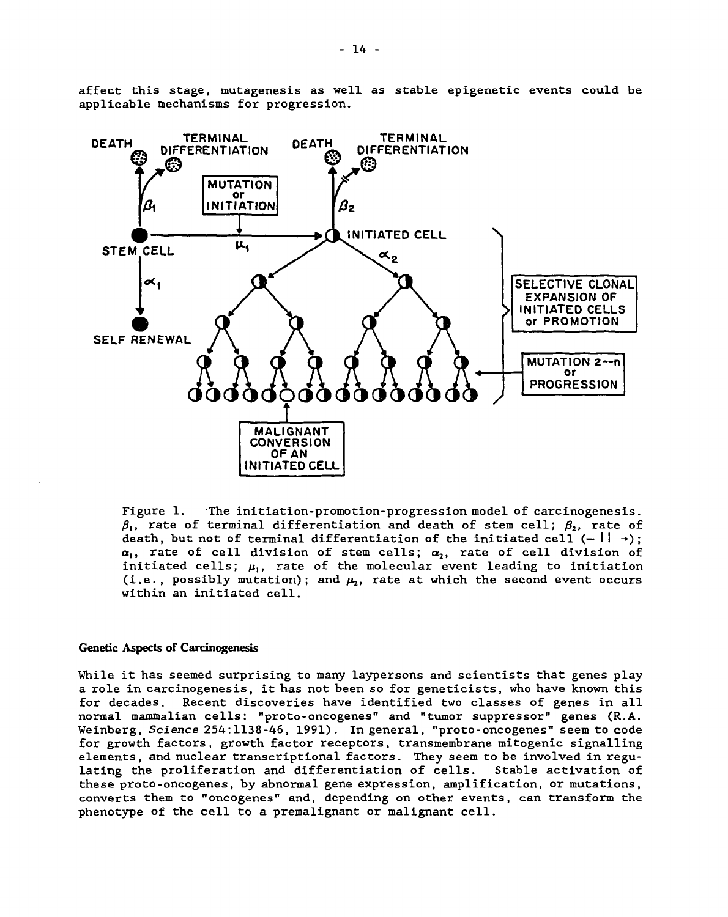affect this stage, mutagenesis as well as stable epigenetic events could be applicable mechanisms for progression.

Figure 1. The initiation-promotion-progression model of carcinogenesis. $\beta_1$, rate of terminal differentiation and death of stem cell; $\beta_2$, rate of death, but not of terminal differentiation of the initiated cell (— || →); $\alpha_1$, rate of cell division of stem cells; $\alpha_2$, rate of cell division of initiated cells; $\mu_1$, rate of the molecular event leading to initiation (i.e., possibly mutation); and $\mu_2$, rate at which the second event occurs within an initiated cell.

## Genetic Aspects of Carcinogenesis

While it has seemed surprising to many laypersons and scientists that genes play a role in carcinogenesis, it has not been so for geneticists, who have known this for decades. Recent discoveries have identified two classes of genes in all normal mammalian cells: "proto-oncogenes" and "tumor suppressor" genes (R.A. Weinberg, *Science* 254:1138-46, 1991). In general, "proto-oncogenes" seem to code for growth factors, growth factor receptors, transmembrane mitogenic signalling elements, and nuclear transcriptional factors. They seem to be involved in regulating the proliferation and differentiation of cells. Stable activation of these proto-oncogenes, by abnormal gene expression, amplification, or mutations, converts them to "oncogenes" and, depending on other events, can transform the phenotype of the cell to a premalignant or malignant cell.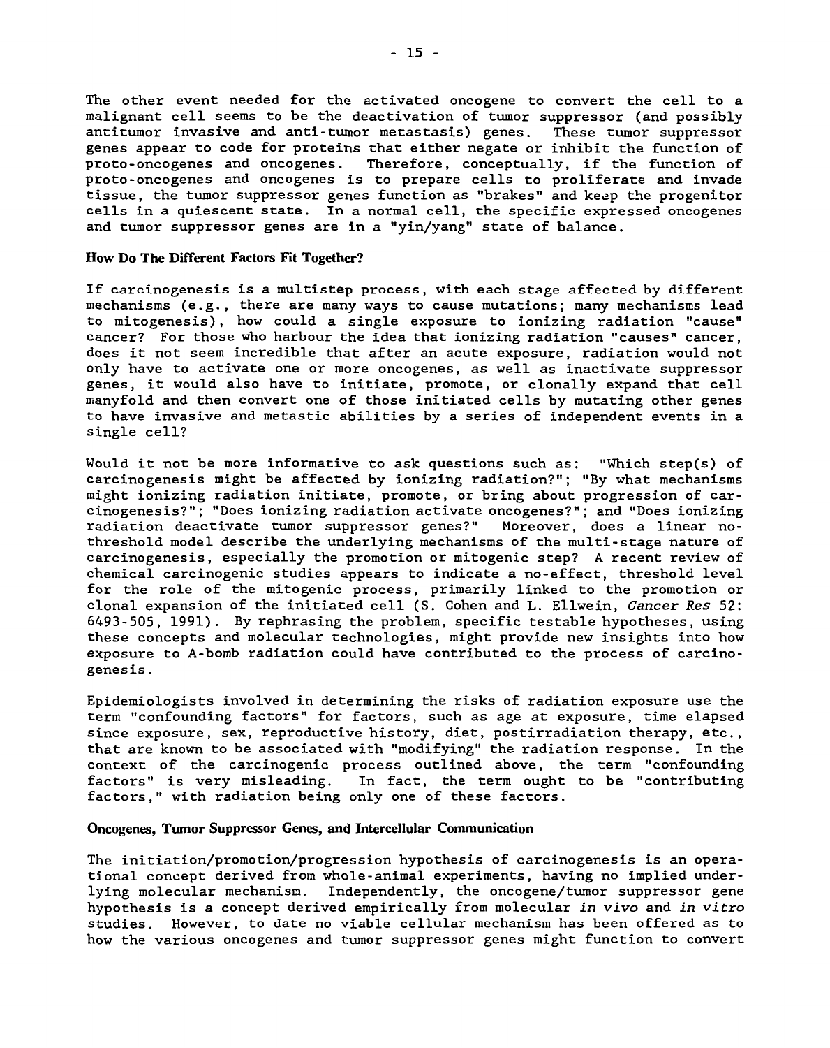The other event needed for the activated oncogene to convert the cell to a malignant cell seems to be the deactivation of tumor suppressor (and possibly antitumor invasive and anti-tumor metastasis) genes. These tumor suppressor genes appear to code for proteins that either negate or inhibit the function of proto-oncogenes and oncogenes. Therefore, conceptually, if the function of proto-oncogenes and oncogenes is to prepare cells to proliferate and invade tissue, the tumor suppressor genes function as "brakes" and keep the progenitor cells in a quiescent state. In a normal cell, the specific expressed oncogenes and tumor suppressor genes are in a "yin/yang" state of balance.

### How Do The Different Factors Fit Together?

If carcinogenesis is a multistep process, with each stage affected by different mechanisms (e.g., there are many ways to cause mutations; many mechanisms lead to mitogenesis), how could a single exposure to ionizing radiation "cause" cancer? For those who harbour the idea that ionizing radiation "causes" cancer, does it not seem incredible that after an acute exposure, radiation would not only have to activate one or more oncogenes, as well as inactivate suppressor genes, it would also have to initiate, promote, or clonally expand that cell manyfold and then convert one of those initiated cells by mutating other genes to have invasive and metastic abilities by a series of independent events in a single cell?

Would it not be more informative to ask questions such as: "Which step(s) of carcinogenesis might be affected by ionizing radiation?"; "By what mechanisms might ionizing radiation initiate, promote, or bring about progression of carcinogenesis?"; "Does ionizing radiation activate oncogenes?"; and "Does ionizing radiation deactivate tumor suppressor genes?" Moreover, does a linear no-threshold model describe the underlying mechanisms of the multi-stage nature of carcinogenesis, especially the promotion or mitogenic step? A recent review of chemical carcinogenic studies appears to indicate a no-effect, threshold level for the role of the mitogenic process, primarily linked to the promotion or clonal expansion of the initiated cell (S. Cohen and L. Ellwein, *Cancer Res* 52: 6493-505, 1991). By rephrasing the problem, specific testable hypotheses, using these concepts and molecular technologies, might provide new insights into how exposure to A-bomb radiation could have contributed to the process of carcinogenesis.

Epidemiologists involved in determining the risks of radiation exposure use the term "confounding factors" for factors, such as age at exposure, time elapsed since exposure, sex, reproductive history, diet, postirradiation therapy, etc., that are known to be associated with "modifying" the radiation response. In the context of the carcinogenic process outlined above, the term "confounding factors" is very misleading. In fact, the term ought to be "contributing factors," with radiation being only one of these factors.

### Oncogenes, Tumor Suppressor Genes, and Intercellular Communication

The initiation/promotion/progression hypothesis of carcinogenesis is an operational concept derived from whole-animal experiments, having no implied underlying molecular mechanism. Independently, the oncogene/tumor suppressor gene hypothesis is a concept derived empirically from molecular *in vivo* and *in vitro* studies. However, to date no viable cellular mechanism has been offered as to how the various oncogenes and tumor suppressor genes might function to convert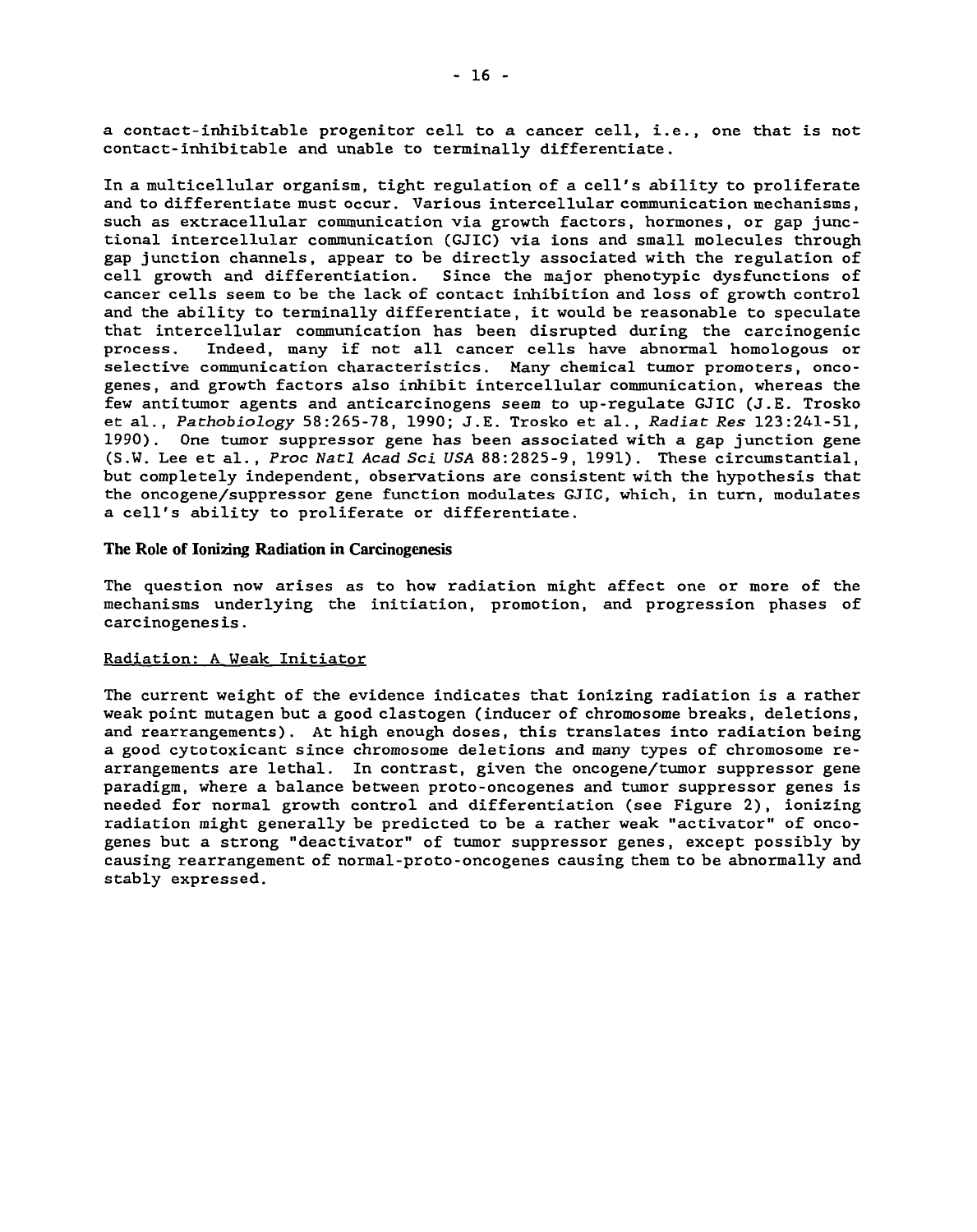a contact-inhibitable progenitor cell to a cancer cell, i.e., one that is not contact-inhibitable and unable to terminally differentiate.

In a multicellular organism, tight regulation of a cell's ability to proliferate and to differentiate must occur. Various intercellular communication mechanisms, such as extracellular communication via growth factors, hormones, or gap junctional intercellular communication (GJIC) via ions and small molecules through gap junction channels, appear to be directly associated with the regulation of cell growth and differentiation. Since the major phenotypic dysfunctions of cancer cells seem to be the lack of contact inhibition and loss of growth control and the ability to terminally differentiate, it would be reasonable to speculate that intercellular communication has been disrupted during the carcinogenic process. Indeed, many if not all cancer cells have abnormal homologous or selective communication characteristics. Many chemical tumor promoters, oncogenes, and growth factors also inhibit intercellular communication, whereas the few antitumor agents and anticarcinogens seem to up-regulate GJIC (J.E. Trosko et al., *Pathobiology* 58:265-78, 1990; J.E. Trosko et al., *Radiat Res* 123:241-51, 1990). One tumor suppressor gene has been associated with a gap junction gene (S.W. Lee et al., *Proc Natl Acad Sci USA* 88:2825-9, 1991). These circumstantial, but completely independent, observations are consistent with the hypothesis that the oncogene/suppressor gene function modulates GJIC, which, in turn, modulates a cell's ability to proliferate or differentiate.

## The Role of Ionizing Radiation in Carcinogenesis

The question now arises as to how radiation might affect one or more of the mechanisms underlying the initiation, promotion, and progression phases of carcinogenesis.

### Radiation: A Weak Initiator

The current weight of the evidence indicates that ionizing radiation is a rather weak point mutagen but a good clastogen (inducer of chromosome breaks, deletions, and rearrangements). At high enough doses, this translates into radiation being a good cytotoxicant since chromosome deletions and many types of chromosome rearrangements are lethal. In contrast, given the oncogene/tumor suppressor gene paradigm, where a balance between proto-oncogenes and tumor suppressor genes is needed for normal growth control and differentiation (see Figure 2), ionizing radiation might generally be predicted to be a rather weak "activator" of oncogenes but a strong "deactivator" of tumor suppressor genes, except possibly by causing rearrangement of normal-proto-oncogenes causing them to be abnormally and stably expressed.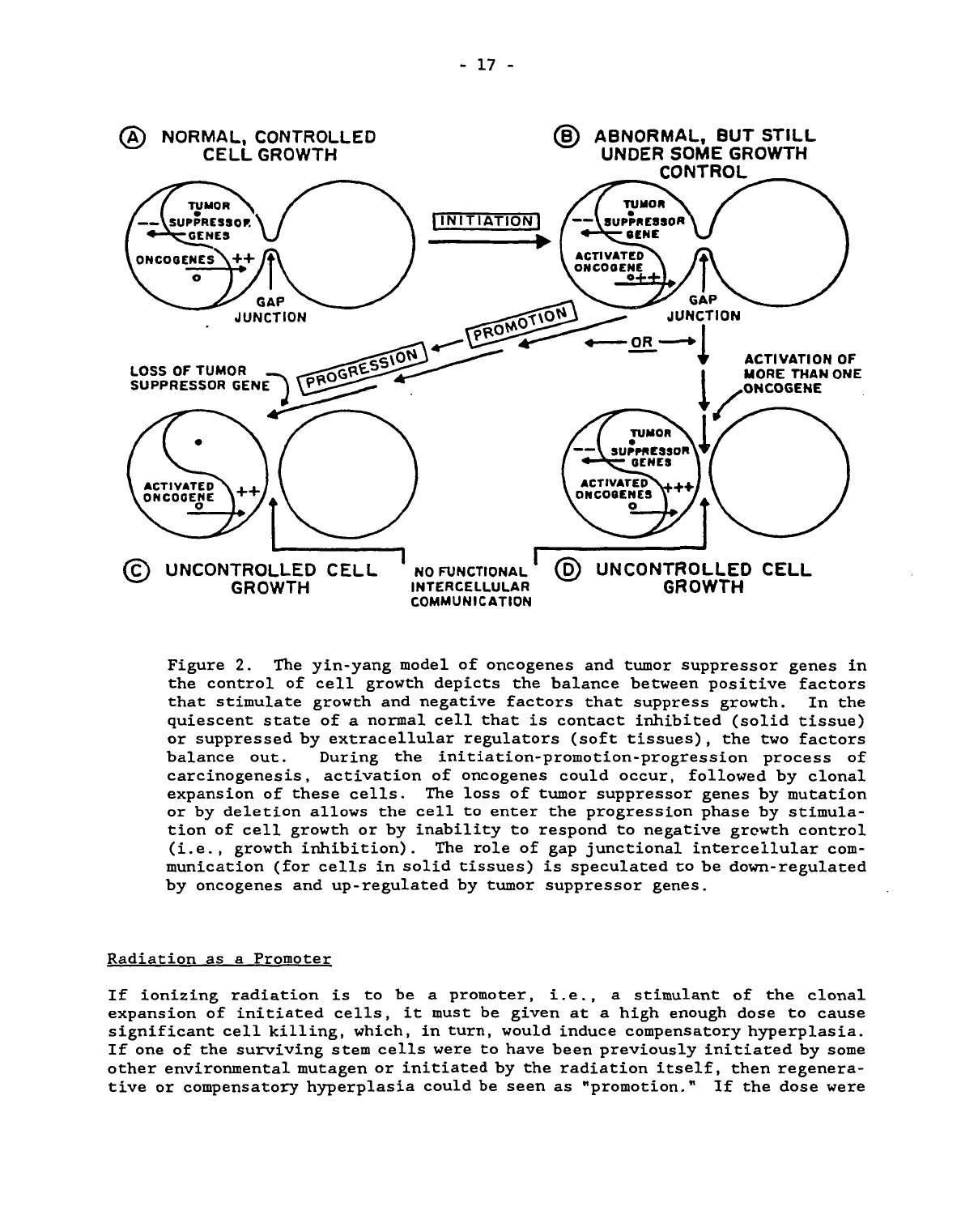Figure 2. The yin-yang model of oncogenes and tumor suppressor genes in the control of cell growth depicts the balance between positive factors that stimulate growth and negative factors that suppress growth. In the quiescent state of a normal cell that is contact inhibited (solid tissue) or suppressed by extracellular regulators (soft tissues), the two factors balance out. During the initiation-promotion-progression process of carcinogenesis, activation of oncogenes could occur, followed by clonal expansion of these cells. The loss of tumor suppressor genes by mutation or by deletion allows the cell to enter the progression phase by stimulation of cell growth or by inability to respond to negative growth control (i.e., growth inhibition). The role of gap junctional intercellular communication (for cells in solid tissues) is speculated to be down-regulated by oncogenes and up-regulated by tumor suppressor genes.

## Radiation as a Promoter

If ionizing radiation is to be a promoter, i.e., a stimulant of the clonal expansion of initiated cells, it must be given at a high enough dose to cause significant cell killing, which, in turn, would induce compensatory hyperplasia. If one of the surviving stem cells were to have been previously initiated by some other environmental mutagen or initiated by the radiation itself, then regenerative or compensatory hyperplasia could be seen as "promotion." If the dose were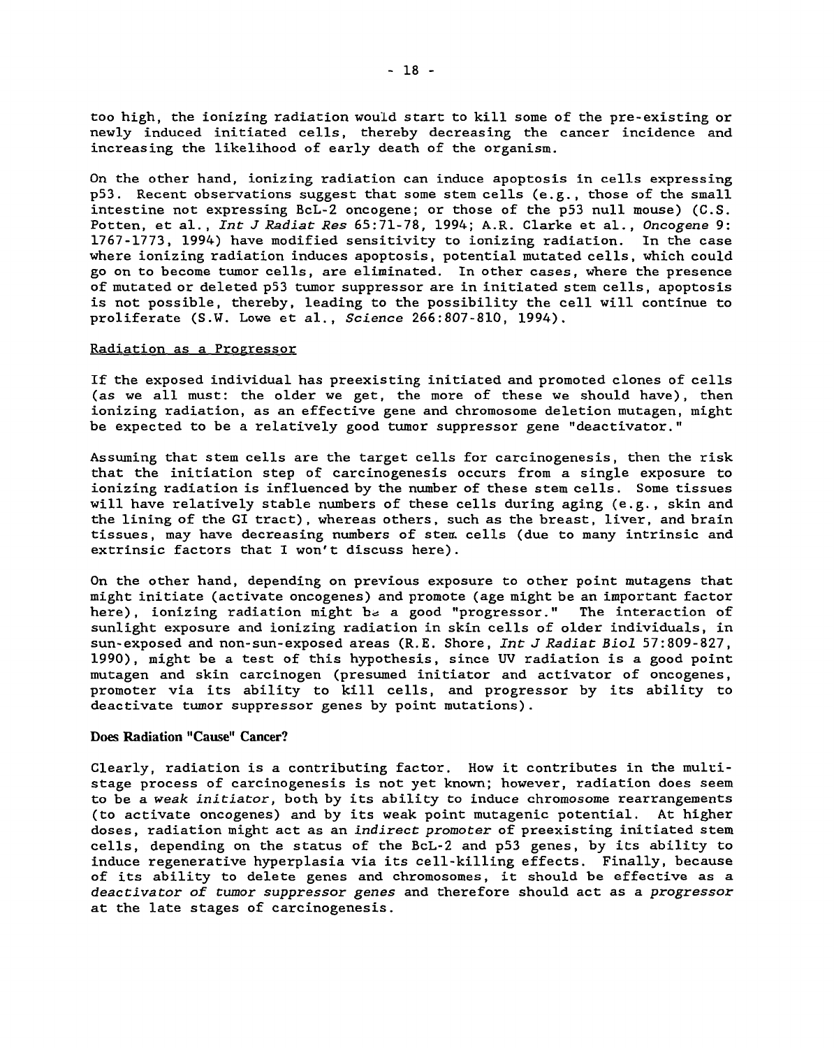too high, the ionizing radiation would start to kill some of the pre-existing or newly induced initiated cells, thereby decreasing the cancer incidence and increasing the likelihood of early death of the organism.

On the other hand, ionizing radiation can induce apoptosis in cells expressing p53. Recent observations suggest that some stem cells (e.g., those of the small intestine not expressing BcL-2 oncogene; or those of the p53 null mouse) (C.S. Potten, et al., *Int J Radiat Res* 65:71-78, 1994; A.R. Clarke et al., *Oncogene* 9: 1767-1773, 1994) have modified sensitivity to ionizing radiation. In the case where ionizing radiation induces apoptosis, potential mutated cells, which could go on to become tumor cells, are eliminated. In other cases, where the presence of mutated or deleted p53 tumor suppressor are in initiated stem cells, apoptosis is not possible, thereby, leading to the possibility the cell will continue to proliferate (S.W. Lowe et al., *Science* 266:807-810, 1994).

## Radiation as a Progressor

If the exposed individual has preexisting initiated and promoted clones of cells (as we all must: the older we get, the more of these we should have), then ionizing radiation, as an effective gene and chromosome deletion mutagen, might be expected to be a relatively good tumor suppressor gene "deactivator."

Assuming that stem cells are the target cells for carcinogenesis, then the risk that the initiation step of carcinogenesis occurs from a single exposure to ionizing radiation is influenced by the number of these stem cells. Some tissues will have relatively stable numbers of these cells during aging (e.g., skin and the lining of the GI tract), whereas others, such as the breast, liver, and brain tissues, may have decreasing numbers of stem cells (due to many intrinsic and extrinsic factors that I won't discuss here).

On the other hand, depending on previous exposure to other point mutagens that might initiate (activate oncogenes) and promote (age might be an important factor here), ionizing radiation might be a good "progressor." The interaction of sunlight exposure and ionizing radiation in skin cells of older individuals, in sun-exposed and non-sun-exposed areas (R.E. Shore, *Int J Radiat Biol* 57:809-827, 1990), might be a test of this hypothesis, since UV radiation is a good point mutagen and skin carcinogen (presumed initiator and activator of oncogenes, promoter via its ability to kill cells, and progressor by its ability to deactivate tumor suppressor genes by point mutations).

## Does Radiation "Cause" Cancer?

Clearly, radiation is a contributing factor. How it contributes in the multi-stage process of carcinogenesis is not yet known; however, radiation does seem to be a *weak initiator*, both by its ability to induce chromosome rearrangements (to activate oncogenes) and by its weak point mutagenic potential. At higher doses, radiation might act as an *indirect promoter* of preexisting initiated stem cells, depending on the status of the BcL-2 and p53 genes, by its ability to induce regenerative hyperplasia via its cell-killing effects. Finally, because of its ability to delete genes and chromosomes, it should be effective as a *deactivator of tumor suppressor genes* and therefore should act as a *progressor* at the late stages of carcinogenesis.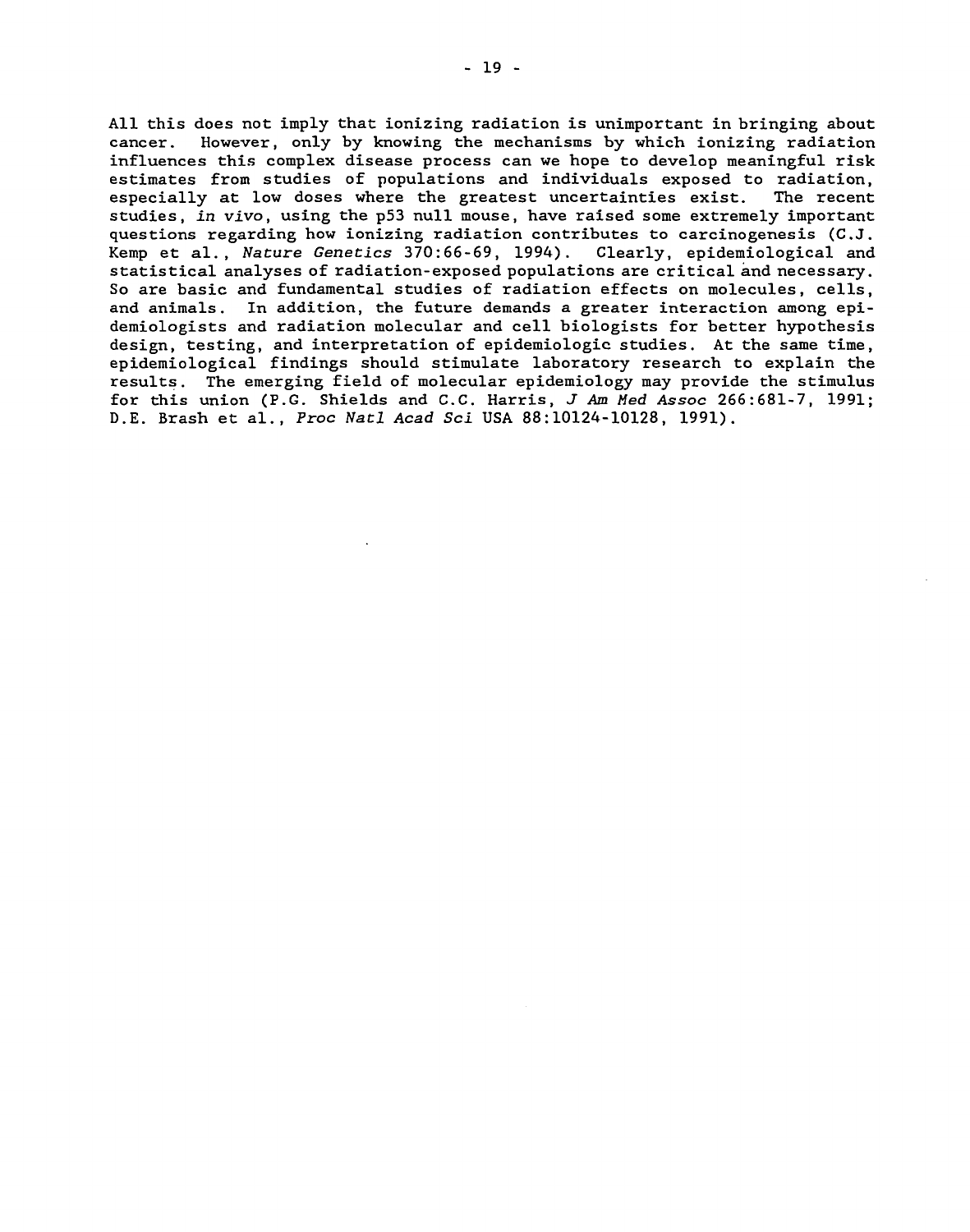All this does not imply that ionizing radiation is unimportant in bringing about cancer. However, only by knowing the mechanisms by which ionizing radiation influences this complex disease process can we hope to develop meaningful risk estimates from studies of populations and individuals exposed to radiation, especially at low doses where the greatest uncertainties exist. The recent studies, *in vivo*, using the p53 null mouse, have raised some extremely important questions regarding how ionizing radiation contributes to carcinogenesis (C.J. Kemp et al., *Nature Genetics* 370:66-69, 1994). Clearly, epidemiological and statistical analyses of radiation-exposed populations are critical and necessary. So are basic and fundamental studies of radiation effects on molecules, cells, and animals. In addition, the future demands a greater interaction among epidemiologists and radiation molecular and cell biologists for better hypothesis design, testing, and interpretation of epidemiologic studies. At the same time, epidemiological findings should stimulate laboratory research to explain the results. The emerging field of molecular epidemiology may provide the stimulus for this union (P.G. Shields and C.C. Harris, *J Am Med Assoc* 266:681-7, 1991; D.E. Brash et al., *Proc Natl Acad Sci* USA 88:10124-10128, 1991).